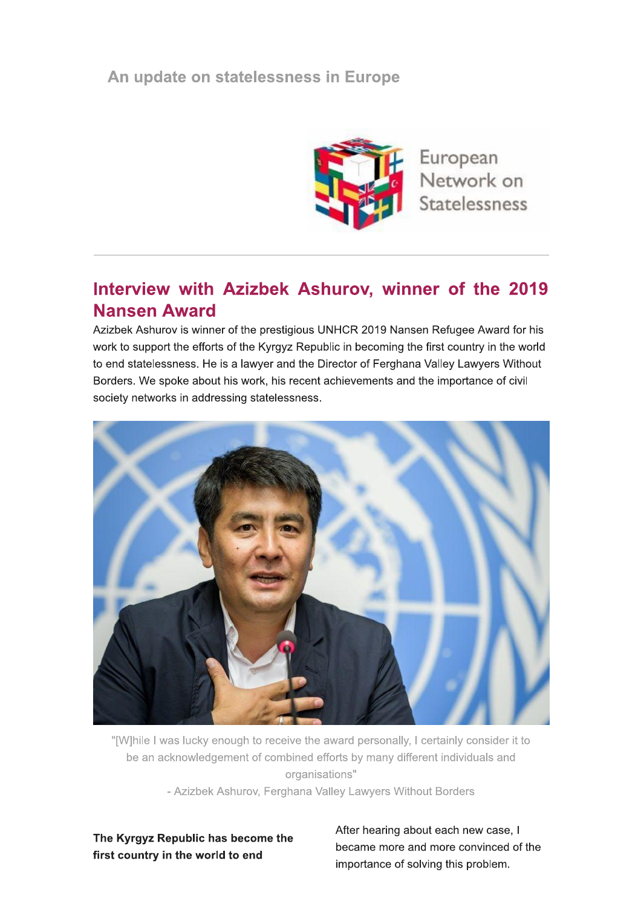An update on statelessness in Europe

European Network on Statelessness

## Interview with Azizbek Ashurov, winner of the 2019 Nansen Award

Azizbek Ashurov is winner of the prestigious UNHCR 2019 Nansen Refugee Award for his work to support the efforts of the Kyrgyz Republic in becoming the first country in the world to end statelessness. He is a lawyer and the Director of Ferghana Valley Lawyers Without Borders. We spoke about his work, his recent achievements and the importance of civil society networks in addressing statelessness.

"[W]hile I was lucky enough to receive the award personally, I certainly consider it to be an acknowledgement of combined efforts by many different individuals and organisations"
- Azizbek Ashurov, Ferghana Valley Lawyers Without Borders

**The Kyrgyz Republic has become the first country in the world to end**

After hearing about each new case, I became more and more convinced of the importance of solving this problem.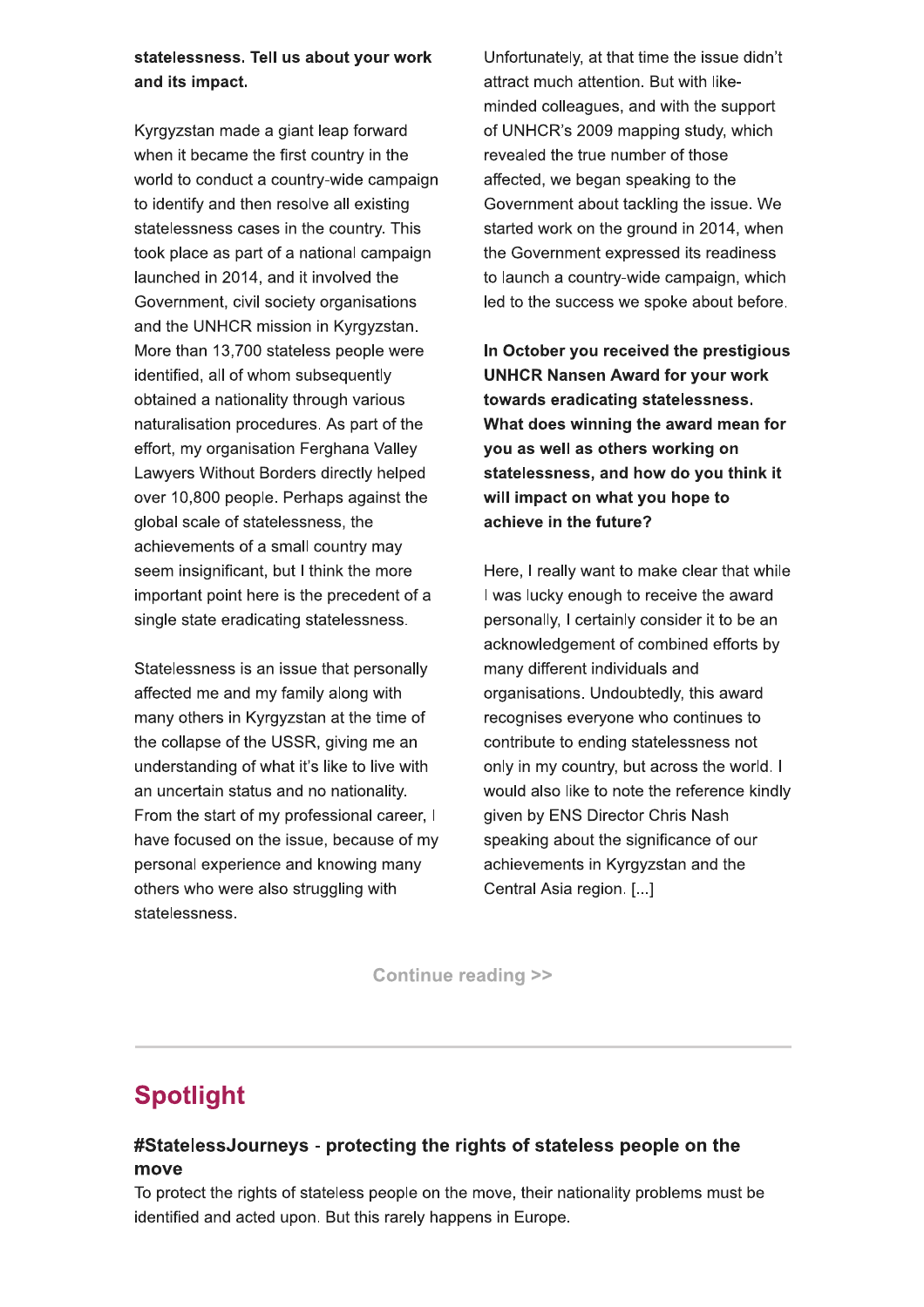**statelessness. Tell us about your work and its impact.**

Kyrgyzstan made a giant leap forward when it became the first country in the world to conduct a country-wide campaign to identify and then resolve all existing statelessness cases in the country. This took place as part of a national campaign launched in 2014, and it involved the Government, civil society organisations and the UNHCR mission in Kyrgyzstan. More than 13,700 stateless people were identified, all of whom subsequently obtained a nationality through various naturalisation procedures. As part of the effort, my organisation Ferghana Valley Lawyers Without Borders directly helped over 10,800 people. Perhaps against the global scale of statelessness, the achievements of a small country may seem insignificant, but I think the more important point here is the precedent of a single state eradicating statelessness.

Statelessness is an issue that personally affected me and my family along with many others in Kyrgyzstan at the time of the collapse of the USSR, giving me an understanding of what it's like to live with an uncertain status and no nationality. From the start of my professional career, I have focused on the issue, because of my personal experience and knowing many others who were also struggling with statelessness.

Unfortunately, at that time the issue didn't attract much attention. But with like-minded colleagues, and with the support of UNHCR's 2009 mapping study, which revealed the true number of those affected, we began speaking to the Government about tackling the issue. We started work on the ground in 2014, when the Government expressed its readiness to launch a country-wide campaign, which led to the success we spoke about before.

**In October you received the prestigious UNHCR Nansen Award for your work towards eradicating statelessness. What does winning the award mean for you as well as others working on statelessness, and how do you think it will impact on what you hope to achieve in the future?**

Here, I really want to make clear that while I was lucky enough to receive the award personally, I certainly consider it to be an acknowledgement of combined efforts by many different individuals and organisations. Undoubtedly, this award recognises everyone who continues to contribute to ending statelessness not only in my country, but across the world. I would also like to note the reference kindly given by ENS Director Chris Nash speaking about the significance of our achievements in Kyrgyzstan and the Central Asia region. [...]

Continue reading >>

---

## Spotlight

### #StatelessJourneys - protecting the rights of stateless people on the move

To protect the rights of stateless people on the move, their nationality problems must be identified and acted upon. But this rarely happens in Europe.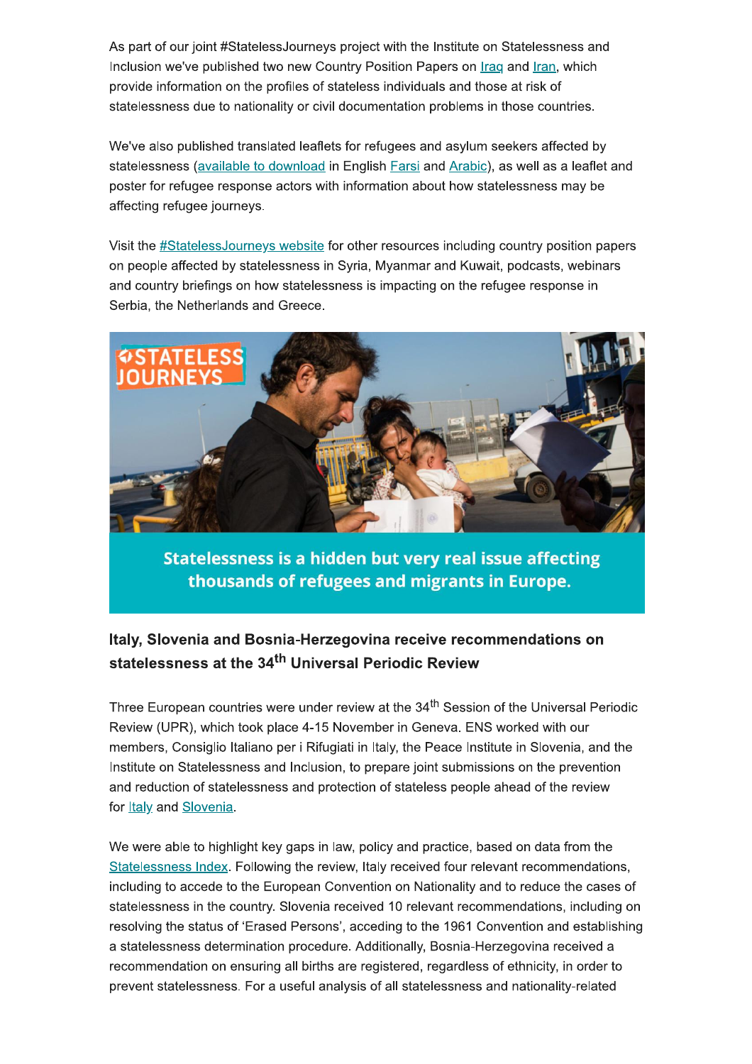As part of our joint #StatelessJourneys project with the Institute on Statelessness and Inclusion we've published two new Country Position Papers on Iraq and Iran, which provide information on the profiles of stateless individuals and those at risk of statelessness due to nationality or civil documentation problems in those countries.

We've also published translated leaflets for refugees and asylum seekers affected by statelessness (available to download in English Farsi and Arabic), as well as a leaflet and poster for refugee response actors with information about how statelessness may be affecting refugee journeys.

Visit the #StatelessJourneys website for other resources including country position papers on people affected by statelessness in Syria, Myanmar and Kuwait, podcasts, webinars and country briefings on how statelessness is impacting on the refugee response in Serbia, the Netherlands and Greece.

STATELESS JOURNEYS

Statelessness is a hidden but very real issue affecting thousands of refugees and migrants in Europe.

### Italy, Slovenia and Bosnia-Herzegovina receive recommendations on statelessness at the 34th Universal Periodic Review

Three European countries were under review at the 34th Session of the Universal Periodic Review (UPR), which took place 4-15 November in Geneva. ENS worked with our members, Consiglio Italiano per i Rifugiati in Italy, the Peace Institute in Slovenia, and the Institute on Statelessness and Inclusion, to prepare joint submissions on the prevention and reduction of statelessness and protection of stateless people ahead of the review for Italy and Slovenia.

We were able to highlight key gaps in law, policy and practice, based on data from the Statelessness Index. Following the review, Italy received four relevant recommendations, including to accede to the European Convention on Nationality and to reduce the cases of statelessness in the country. Slovenia received 10 relevant recommendations, including on resolving the status of 'Erased Persons', acceding to the 1961 Convention and establishing a statelessness determination procedure. Additionally, Bosnia-Herzegovina received a recommendation on ensuring all births are registered, regardless of ethnicity, in order to prevent statelessness. For a useful analysis of all statelessness and nationality-related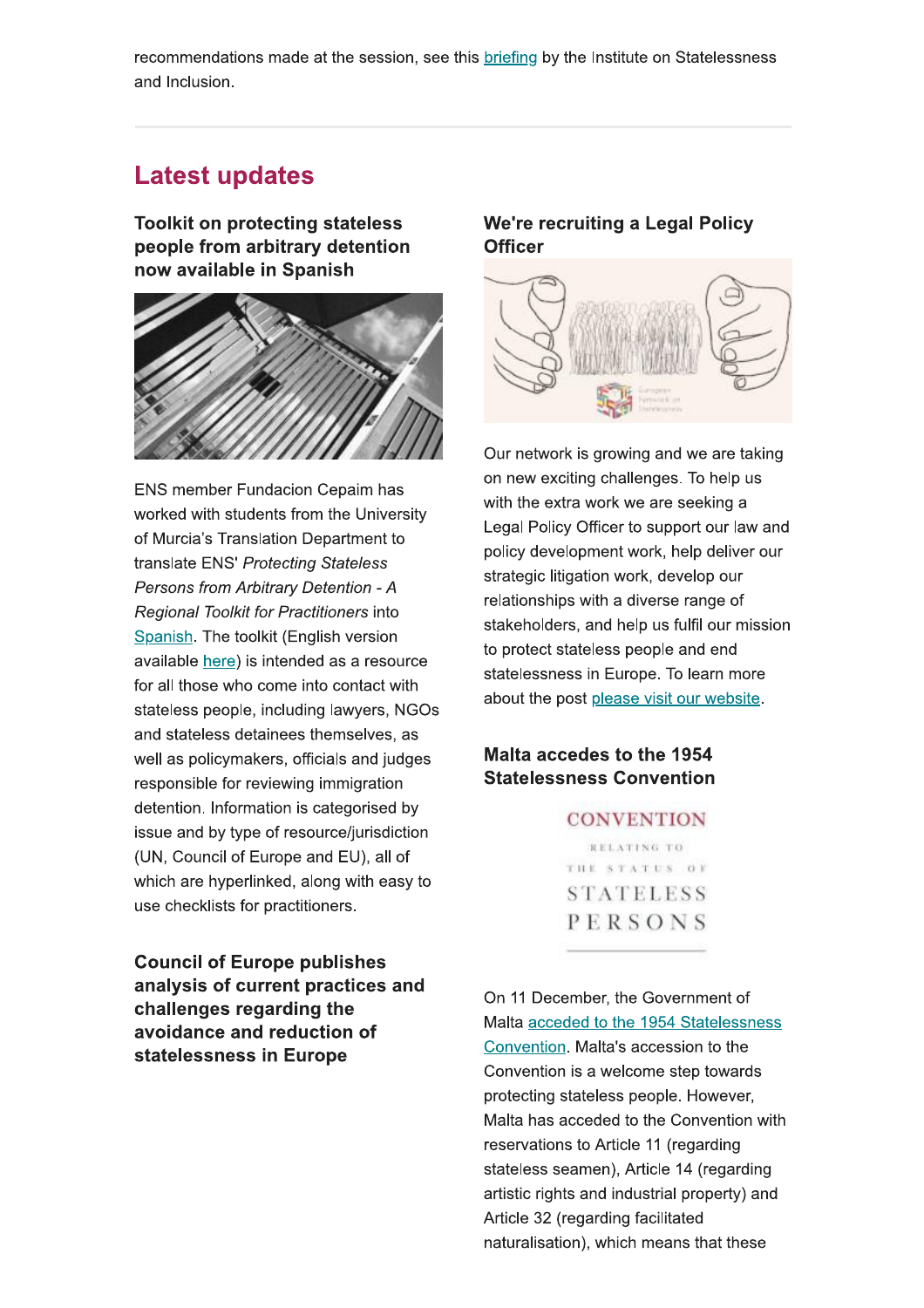recommendations made at the session, see this briefing by the Institute on Statelessness and Inclusion.

## Latest updates

### Toolkit on protecting stateless people from arbitrary detention now available in Spanish

ENS member Fundacion Cepaim has worked with students from the University of Murcia's Translation Department to translate ENS' *Protecting Stateless Persons from Arbitrary Detention - A Regional Toolkit for Practitioners* into Spanish. The toolkit (English version available here) is intended as a resource for all those who come into contact with stateless people, including lawyers, NGOs and stateless detainees themselves, as well as policymakers, officials and judges responsible for reviewing immigration detention. Information is categorised by issue and by type of resource/jurisdiction (UN, Council of Europe and EU), all of which are hyperlinked, along with easy to use checklists for practitioners.

### Council of Europe publishes analysis of current practices and challenges regarding the avoidance and reduction of statelessness in Europe

### We're recruiting a Legal Policy Officer

Our network is growing and we are taking on new exciting challenges. To help us with the extra work we are seeking a Legal Policy Officer to support our law and policy development work, help deliver our strategic litigation work, develop our relationships with a diverse range of stakeholders, and help us fulfil our mission to protect stateless people and end statelessness in Europe. To learn more about the post please visit our website.

### Malta accedes to the 1954 Statelessness Convention

On 11 December, the Government of Malta acceded to the 1954 Statelessness Convention. Malta's accession to the Convention is a welcome step towards protecting stateless people. However, Malta has acceded to the Convention with reservations to Article 11 (regarding stateless seamen), Article 14 (regarding artistic rights and industrial property) and Article 32 (regarding facilitated naturalisation), which means that these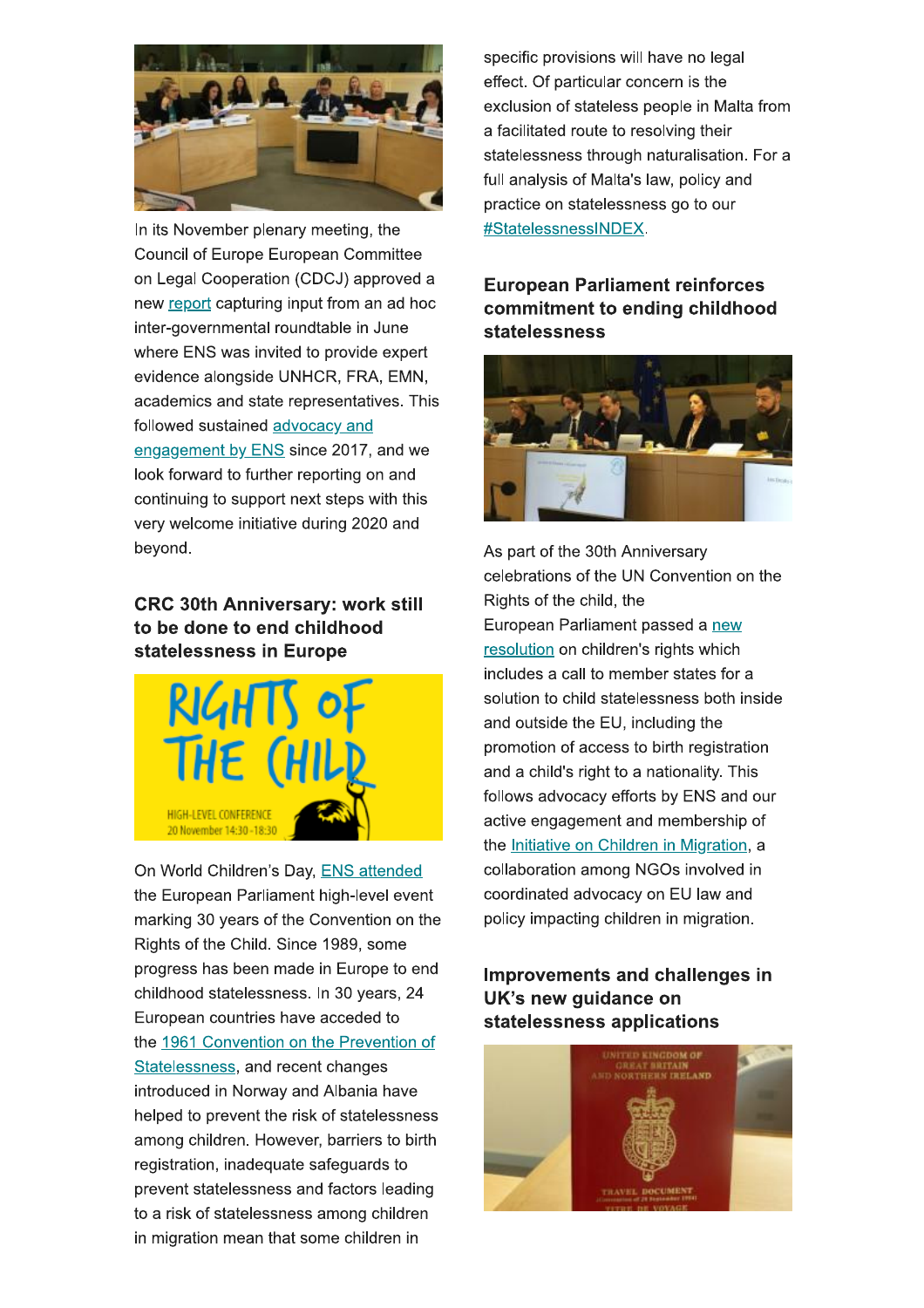In its November plenary meeting, the Council of Europe European Committee on Legal Cooperation (CDCJ) approved a new report capturing input from an ad hoc inter-governmental roundtable in June where ENS was invited to provide expert evidence alongside UNHCR, FRA, EMN, academics and state representatives. This followed sustained advocacy and engagement by ENS since 2017, and we look forward to further reporting on and continuing to support next steps with this very welcome initiative during 2020 and beyond.

### CRC 30th Anniversary: work still to be done to end childhood statelessness in Europe

On World Children's Day, ENS attended the European Parliament high-level event marking 30 years of the Convention on the Rights of the Child. Since 1989, some progress has been made in Europe to end childhood statelessness. In 30 years, 24 European countries have acceded to the 1961 Convention on the Prevention of Statelessness, and recent changes introduced in Norway and Albania have helped to prevent the risk of statelessness among children. However, barriers to birth registration, inadequate safeguards to prevent statelessness and factors leading to a risk of statelessness among children in migration mean that some children in specific provisions will have no legal effect. Of particular concern is the exclusion of stateless people in Malta from a facilitated route to resolving their statelessness through naturalisation. For a full analysis of Malta's law, policy and practice on statelessness go to our #StatelessnessINDEX.

### European Parliament reinforces commitment to ending childhood statelessness

As part of the 30th Anniversary celebrations of the UN Convention on the Rights of the child, the European Parliament passed a new resolution on children's rights which includes a call to member states for a solution to child statelessness both inside and outside the EU, including the promotion of access to birth registration and a child's right to a nationality. This follows advocacy efforts by ENS and our active engagement and membership of the Initiative on Children in Migration, a collaboration among NGOs involved in coordinated advocacy on EU law and policy impacting children in migration.

### Improvements and challenges in UK's new guidance on statelessness applications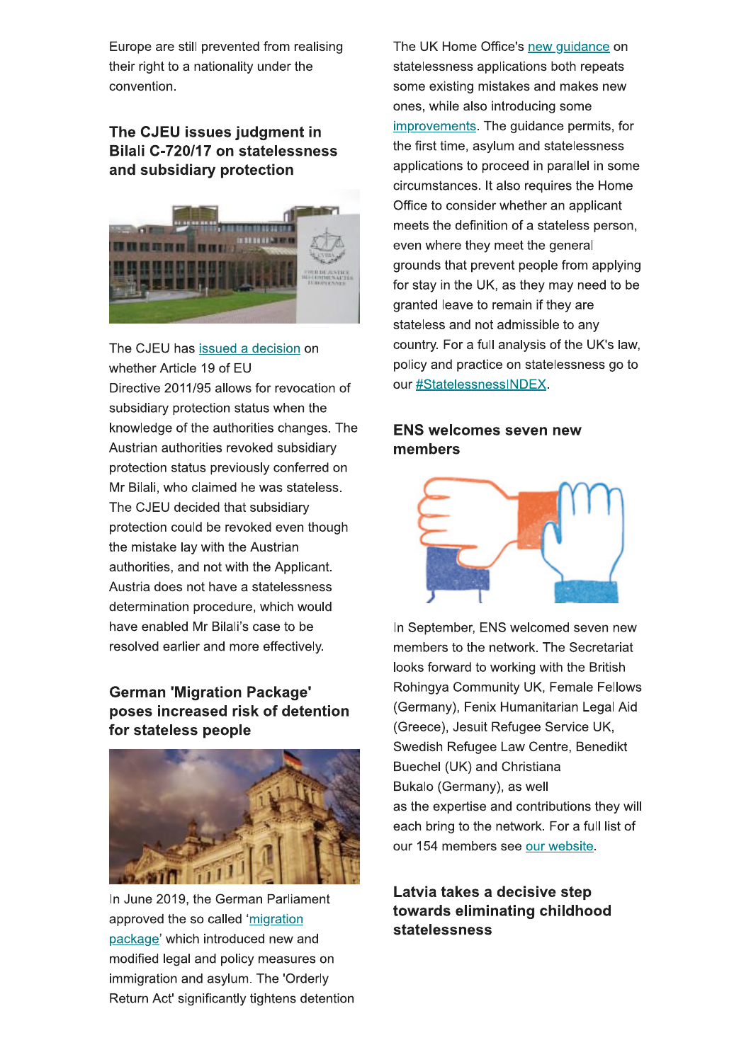Europe are still prevented from realising their right to a nationality under the convention.

### The CJEU issues judgment in Bilali C-720/17 on statelessness and subsidiary protection

The CJEU has issued a decision on whether Article 19 of EU Directive 2011/95 allows for revocation of subsidiary protection status when the knowledge of the authorities changes. The Austrian authorities revoked subsidiary protection status previously conferred on Mr Bilali, who claimed he was stateless. The CJEU decided that subsidiary protection could be revoked even though the mistake lay with the Austrian authorities, and not with the Applicant. Austria does not have a statelessness determination procedure, which would have enabled Mr Bilali's case to be resolved earlier and more effectively.

### German 'Migration Package' poses increased risk of detention for stateless people

In June 2019, the German Parliament approved the so called 'migration package' which introduced new and modified legal and policy measures on immigration and asylum. The 'Orderly Return Act' significantly tightens detention

The UK Home Office's new guidance on statelessness applications both repeats some existing mistakes and makes new ones, while also introducing some improvements. The guidance permits, for the first time, asylum and statelessness applications to proceed in parallel in some circumstances. It also requires the Home Office to consider whether an applicant meets the definition of a stateless person, even where they meet the general grounds that prevent people from applying for stay in the UK, as they may need to be granted leave to remain if they are stateless and not admissible to any country. For a full analysis of the UK's law, policy and practice on statelessness go to our #StatelessnessINDEX.

### ENS welcomes seven new members

In September, ENS welcomed seven new members to the network. The Secretariat looks forward to working with the British Rohingya Community UK, Female Fellows (Germany), Fenix Humanitarian Legal Aid (Greece), Jesuit Refugee Service UK, Swedish Refugee Law Centre, Benedikt Buechel (UK) and Christiana Bukalo (Germany), as well as the expertise and contributions they will each bring to the network. For a full list of our 154 members see our website.

### Latvia takes a decisive step towards eliminating childhood statelessness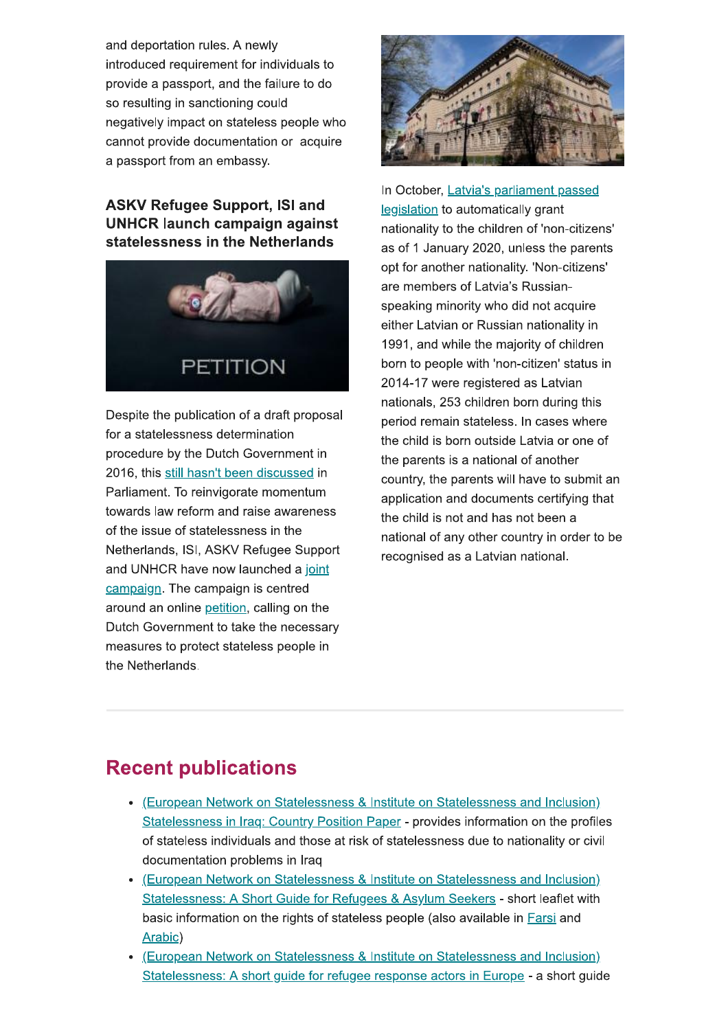and deportation rules. A newly introduced requirement for individuals to provide a passport, and the failure to do so resulting in sanctioning could negatively impact on stateless people who cannot provide documentation or acquire a passport from an embassy.

### ASKV Refugee Support, ISI and UNHCR launch campaign against statelessness in the Netherlands

Despite the publication of a draft proposal for a statelessness determination procedure by the Dutch Government in 2016, this still hasn't been discussed in Parliament. To reinvigorate momentum towards law reform and raise awareness of the issue of statelessness in the Netherlands, ISI, ASKV Refugee Support and UNHCR have now launched a joint campaign. The campaign is centred around an online petition, calling on the Dutch Government to take the necessary measures to protect stateless people in the Netherlands.

In October, Latvia's parliament passed legislation to automatically grant nationality to the children of 'non-citizens' as of 1 January 2020, unless the parents opt for another nationality. 'Non-citizens' are members of Latvia's Russian-speaking minority who did not acquire either Latvian or Russian nationality in 1991, and while the majority of children born to people with 'non-citizen' status in 2014-17 were registered as Latvian nationals, 253 children born during this period remain stateless. In cases where the child is born outside Latvia or one of the parents is a national of another country, the parents will have to submit an application and documents certifying that the child is not and has not been a national of any other country in order to be recognised as a Latvian national.

## Recent publications

- (European Network on Statelessness & Institute on Statelessness and Inclusion) Statelessness in Iraq: Country Position Paper - provides information on the profiles of stateless individuals and those at risk of statelessness due to nationality or civil documentation problems in Iraq
- (European Network on Statelessness & Institute on Statelessness and Inclusion) Statelessness: A Short Guide for Refugees & Asylum Seekers - short leaflet with basic information on the rights of stateless people (also available in Farsi and Arabic)
- (European Network on Statelessness & Institute on Statelessness and Inclusion) Statelessness: A short guide for refugee response actors in Europe - a short guide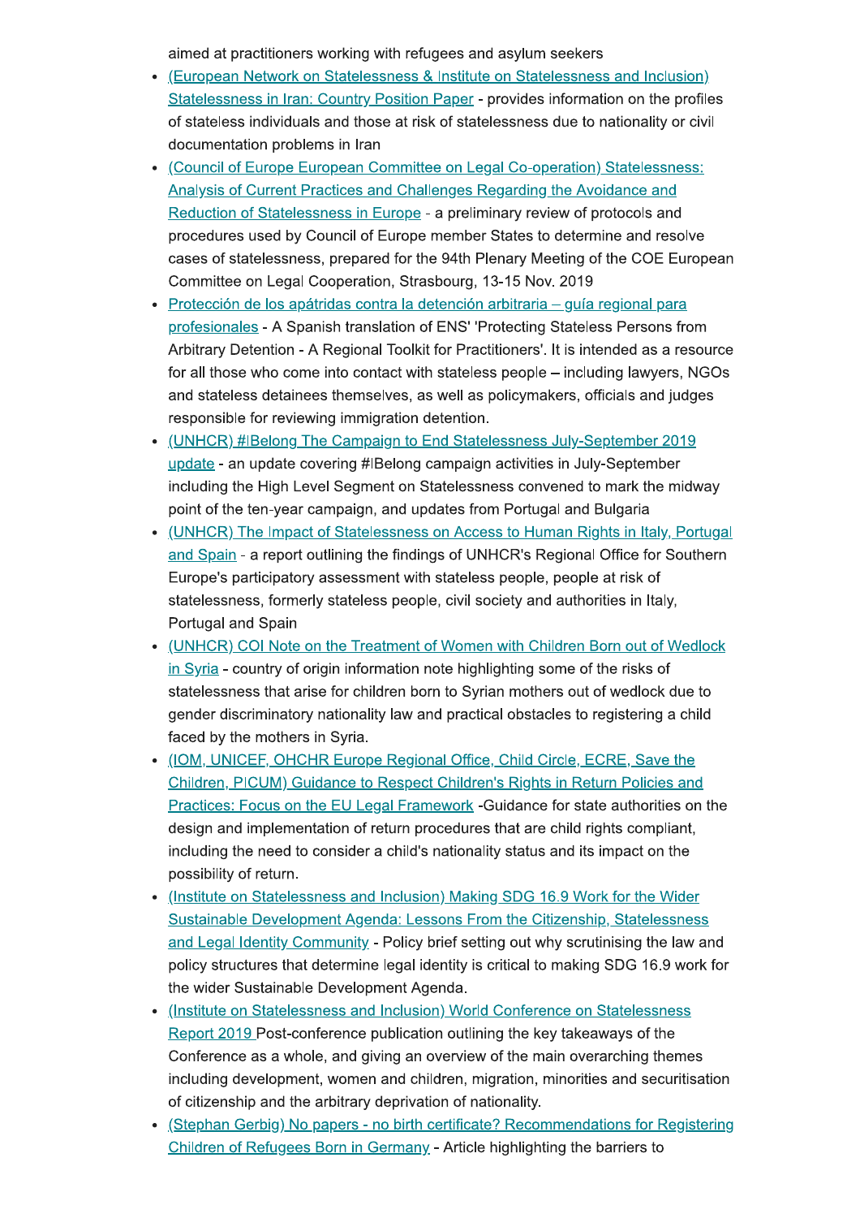aimed at practitioners working with refugees and asylum seekers

- (European Network on Statelessness & Institute on Statelessness and Inclusion) Statelessness in Iran: Country Position Paper - provides information on the profiles of stateless individuals and those at risk of statelessness due to nationality or civil documentation problems in Iran
- (Council of Europe European Committee on Legal Co-operation) Statelessness: Analysis of Current Practices and Challenges Regarding the Avoidance and Reduction of Statelessness in Europe - a preliminary review of protocols and procedures used by Council of Europe member States to determine and resolve cases of statelessness, prepared for the 94th Plenary Meeting of the COE European Committee on Legal Cooperation, Strasbourg, 13-15 Nov. 2019
- Protección de los apátridas contra la detención arbitraria – guía regional para profesionales - A Spanish translation of ENS' 'Protecting Stateless Persons from Arbitrary Detention - A Regional Toolkit for Practitioners'. It is intended as a resource for all those who come into contact with stateless people – including lawyers, NGOs and stateless detainees themselves, as well as policymakers, officials and judges responsible for reviewing immigration detention.
- (UNHCR) #IBelong The Campaign to End Statelessness July-September 2019 update - an update covering #IBelong campaign activities in July-September including the High Level Segment on Statelessness convened to mark the midway point of the ten-year campaign, and updates from Portugal and Bulgaria
- (UNHCR) The Impact of Statelessness on Access to Human Rights in Italy, Portugal and Spain - a report outlining the findings of UNHCR's Regional Office for Southern Europe's participatory assessment with stateless people, people at risk of statelessness, formerly stateless people, civil society and authorities in Italy, Portugal and Spain
- (UNHCR) COI Note on the Treatment of Women with Children Born out of Wedlock in Syria - country of origin information note highlighting some of the risks of statelessness that arise for children born to Syrian mothers out of wedlock due to gender discriminatory nationality law and practical obstacles to registering a child faced by the mothers in Syria.
- (IOM, UNICEF, OHCHR Europe Regional Office, Child Circle, ECRE, Save the Children, PICUM) Guidance to Respect Children's Rights in Return Policies and Practices: Focus on the EU Legal Framework -Guidance for state authorities on the design and implementation of return procedures that are child rights compliant, including the need to consider a child's nationality status and its impact on the possibility of return.
- (Institute on Statelessness and Inclusion) Making SDG 16.9 Work for the Wider Sustainable Development Agenda: Lessons From the Citizenship, Statelessness and Legal Identity Community - Policy brief setting out why scrutinising the law and policy structures that determine legal identity is critical to making SDG 16.9 work for the wider Sustainable Development Agenda.
- (Institute on Statelessness and Inclusion) World Conference on Statelessness Report 2019 Post-conference publication outlining the key takeaways of the Conference as a whole, and giving an overview of the main overarching themes including development, women and children, migration, minorities and securitisation of citizenship and the arbitrary deprivation of nationality.
- (Stephan Gerbig) No papers - no birth certificate? Recommendations for Registering Children of Refugees Born in Germany - Article highlighting the barriers to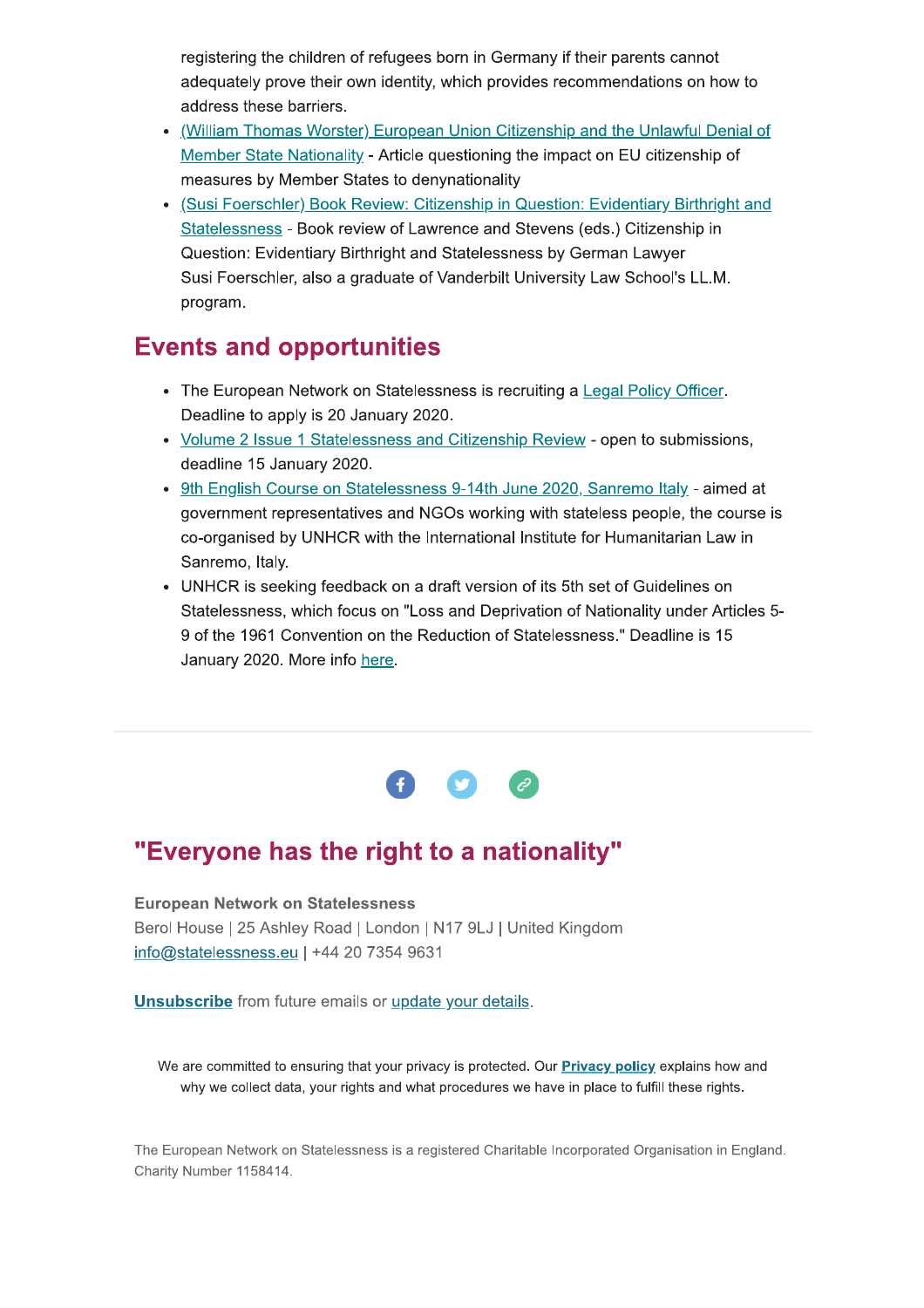registering the children of refugees born in Germany if their parents cannot adequately prove their own identity, which provides recommendations on how to address these barriers.

- (William Thomas Worster) European Union Citizenship and the Unlawful Denial of Member State Nationality - Article questioning the impact on EU citizenship of measures by Member States to denynationality
- (Susi Foerschler) Book Review: Citizenship in Question: Evidentiary Birthright and Statelessness - Book review of Lawrence and Stevens (eds.) Citizenship in Question: Evidentiary Birthright and Statelessness by German Lawyer Susi Foerschler, also a graduate of Vanderbilt University Law School's LL.M. program.

## Events and opportunities

- The European Network on Statelessness is recruiting a Legal Policy Officer. Deadline to apply is 20 January 2020.
- Volume 2 Issue 1 Statelessness and Citizenship Review - open to submissions, deadline 15 January 2020.
- 9th English Course on Statelessness 9-14th June 2020, Sanremo Italy - aimed at government representatives and NGOs working with stateless people, the course is co-organised by UNHCR with the International Institute for Humanitarian Law in Sanremo, Italy.
- UNHCR is seeking feedback on a draft version of its 5th set of Guidelines on Statelessness, which focus on "Loss and Deprivation of Nationality under Articles 5-9 of the 1961 Convention on the Reduction of Statelessness." Deadline is 15 January 2020. More info here.

---

## "Everyone has the right to a nationality"

**European Network on Statelessness**
Berol House | 25 Ashley Road | London | N17 9LJ | United Kingdom
info@statelessness.eu | +44 20 7354 9631

**Unsubscribe** from future emails or update your details.

We are committed to ensuring that your privacy is protected. Our **Privacy policy** explains how and why we collect data, your rights and what procedures we have in place to fulfill these rights.

The European Network on Statelessness is a registered Charitable Incorporated Organisation in England. Charity Number 1158414.